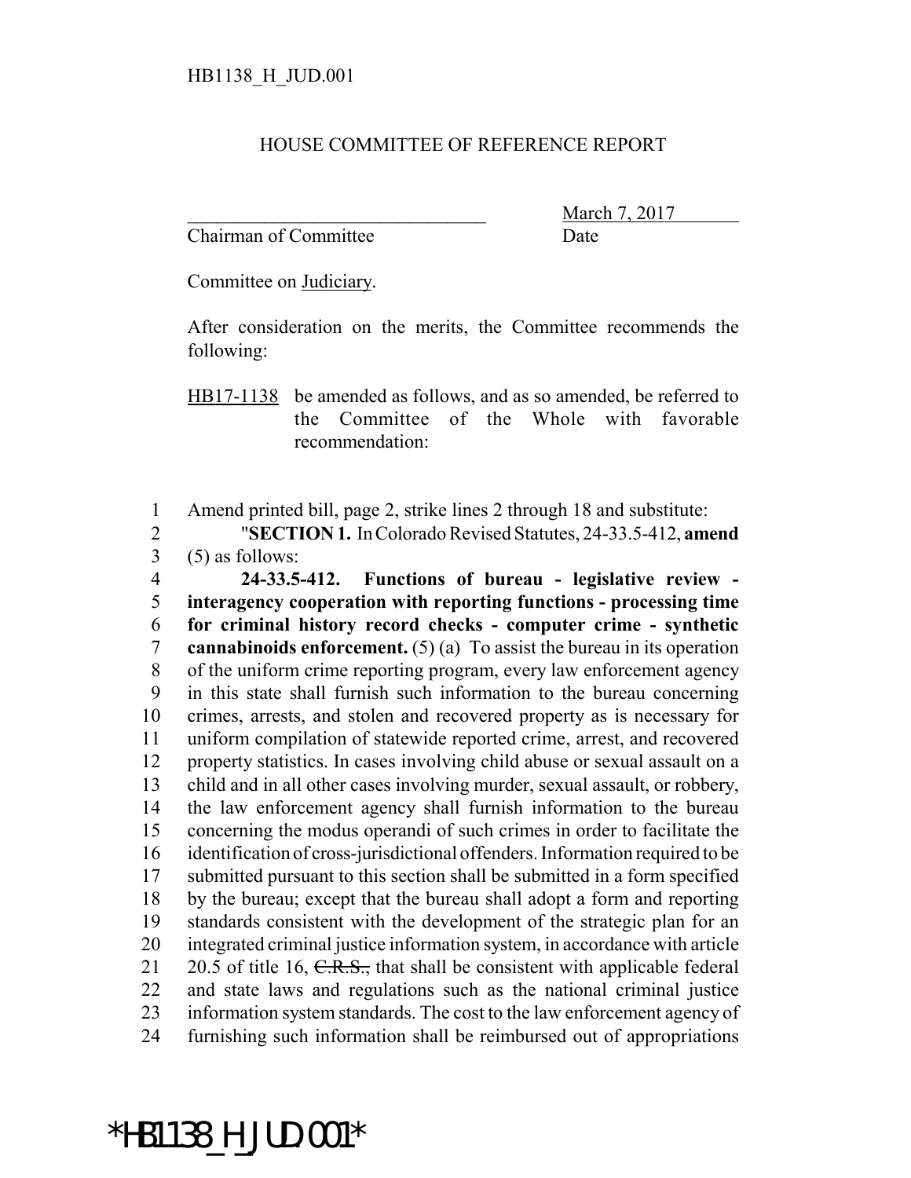HB1138_H_JUD.001

HOUSE COMMITTEE OF REFERENCE REPORT

________________________________ March 7, 2017
Chairman of Committee Date

Committee on Judiciary.

After consideration on the merits, the Committee recommends the following:

HB17-1138 be amended as follows, and as so amended, be referred to the Committee of the Whole with favorable recommendation:

1 Amend printed bill, page 2, strike lines 2 through 18 and substitute:
2 "**SECTION 1.** In Colorado Revised Statutes, 24-33.5-412, **amend**
3 (5) as follows:
4 **24-33.5-412. Functions of bureau - legislative review -**
5 **interagency cooperation with reporting functions - processing time**
6 **for criminal history record checks - computer crime - synthetic**
7 **cannabinoids enforcement.** (5) (a) To assist the bureau in its operation
8 of the uniform crime reporting program, every law enforcement agency
9 in this state shall furnish such information to the bureau concerning
10 crimes, arrests, and stolen and recovered property as is necessary for
11 uniform compilation of statewide reported crime, arrest, and recovered
12 property statistics. In cases involving child abuse or sexual assault on a
13 child and in all other cases involving murder, sexual assault, or robbery,
14 the law enforcement agency shall furnish information to the bureau
15 concerning the modus operandi of such crimes in order to facilitate the
16 identification of cross-jurisdictional offenders. Information required to be
17 submitted pursuant to this section shall be submitted in a form specified
18 by the bureau; except that the bureau shall adopt a form and reporting
19 standards consistent with the development of the strategic plan for an
20 integrated criminal justice information system, in accordance with article
21 20.5 of title 16, ~~C.R.S.,~~ that shall be consistent with applicable federal
22 and state laws and regulations such as the national criminal justice
23 information system standards. The cost to the law enforcement agency of
24 furnishing such information shall be reimbursed out of appropriations

*HB1138_H_JUD.001*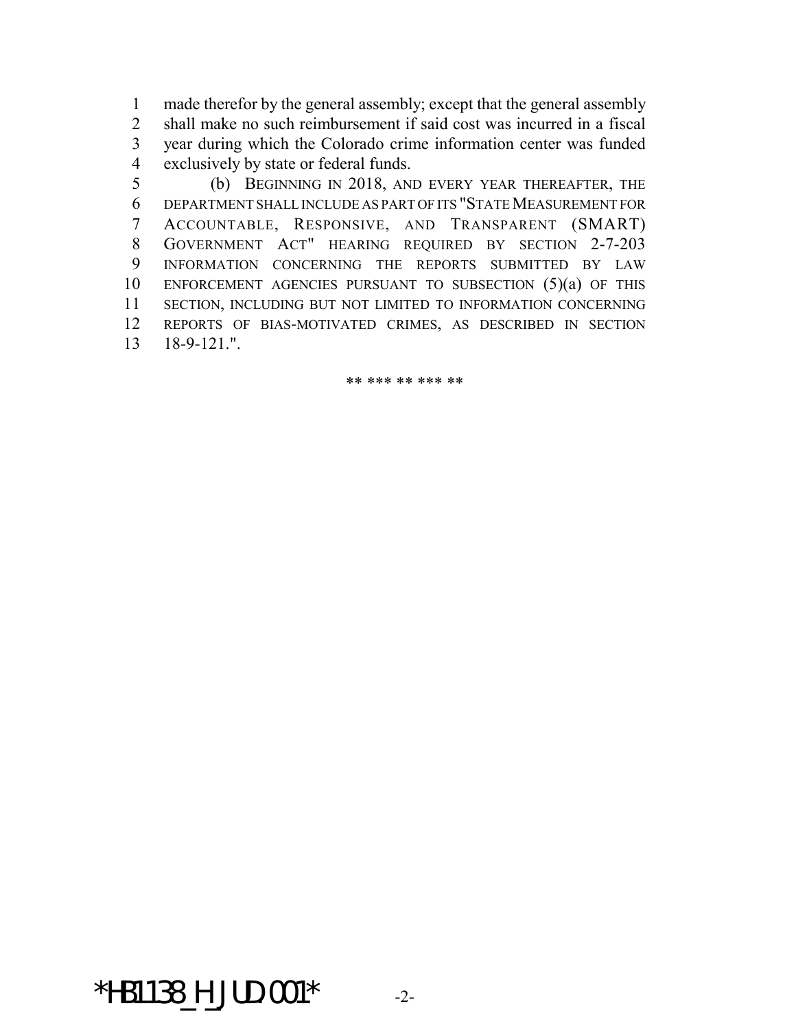made therefor by the general assembly; except that the general assembly shall make no such reimbursement if said cost was incurred in a fiscal year during which the Colorado crime information center was funded exclusively by state or federal funds.

(b) BEGINNING IN 2018, AND EVERY YEAR THEREAFTER, THE DEPARTMENT SHALL INCLUDE AS PART OF ITS "STATE MEASUREMENT FOR ACCOUNTABLE, RESPONSIVE, AND TRANSPARENT (SMART) GOVERNMENT ACT" HEARING REQUIRED BY SECTION 2-7-203 INFORMATION CONCERNING THE REPORTS SUBMITTED BY LAW ENFORCEMENT AGENCIES PURSUANT TO SUBSECTION (5)(a) OF THIS SECTION, INCLUDING BUT NOT LIMITED TO INFORMATION CONCERNING REPORTS OF BIAS-MOTIVATED CRIMES, AS DESCRIBED IN SECTION 18-9-121.".

** *** ** *** **

*HB1138_H_JUD.001*